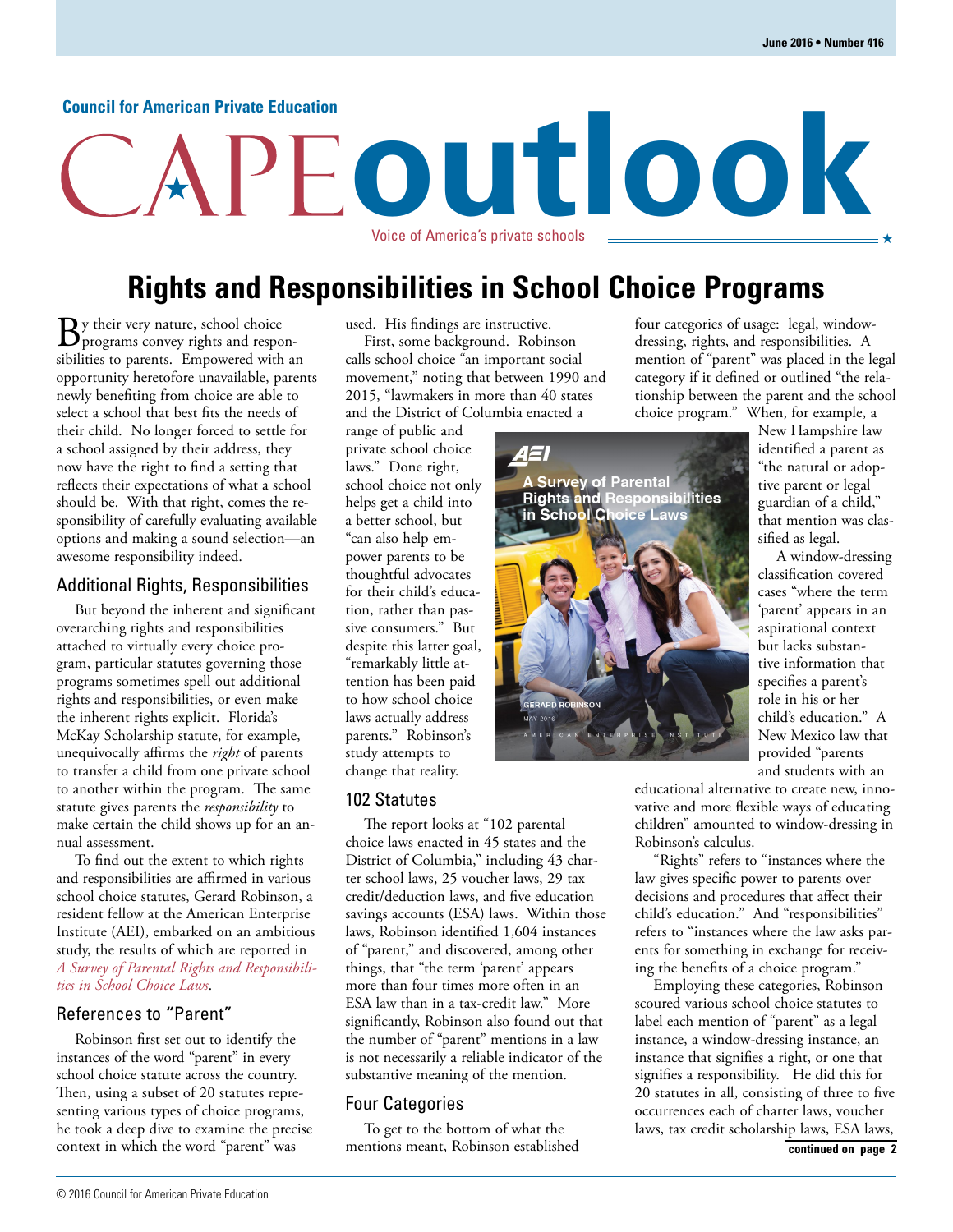Council for American Private Education

# CAPE outlook

Voice of America's private schools

## Rights and Responsibilities in School Choice Programs

By their very nature, school choice programs convey rights and responsibilities to parents. Empowered with an opportunity heretofore unavailable, parents newly benefiting from choice are able to select a school that best fits the needs of their child. No longer forced to settle for a school assigned by their address, they now have the right to find a setting that reflects their expectations of what a school should be. With that right, comes the responsibility of carefully evaluating available options and making a sound selection—an awesome responsibility indeed.

### Additional Rights, Responsibilities

But beyond the inherent and significant overarching rights and responsibilities attached to virtually every choice program, particular statutes governing those programs sometimes spell out additional rights and responsibilities, or even make the inherent rights explicit. Florida's McKay Scholarship statute, for example, unequivocally affirms the *right* of parents to transfer a child from one private school to another within the program. The same statute gives parents the *responsibility* to make certain the child shows up for an annual assessment.

To find out the extent to which rights and responsibilities are affirmed in various school choice statutes, Gerard Robinson, a resident fellow at the American Enterprise Institute (AEI), embarked on an ambitious study, the results of which are reported in *A Survey of Parental Rights and Responsibilities in School Choice Laws*.

### References to "Parent"

Robinson first set out to identify the instances of the word "parent" in every school choice statute across the country. Then, using a subset of 20 statutes representing various types of choice programs, he took a deep dive to examine the precise context in which the word "parent" was used. His findings are instructive.

First, some background. Robinson calls school choice "an important social movement," noting that between 1990 and 2015, "lawmakers in more than 40 states and the District of Columbia enacted a range of public and private school choice laws." Done right, school choice not only helps get a child into a better school, but "can also help empower parents to be thoughtful advocates for their child's education, rather than passive consumers." But despite this latter goal, "remarkably little attention has been paid to how school choice laws actually address parents." Robinson's study attempts to change that reality.

### 102 Statutes

The report looks at "102 parental choice laws enacted in 45 states and the District of Columbia," including 43 charter school laws, 25 voucher laws, 29 tax credit/deduction laws, and five education savings accounts (ESA) laws. Within those laws, Robinson identified 1,604 instances of "parent," and discovered, among other things, that "the term 'parent' appears more than four times more often in an ESA law than in a tax-credit law." More significantly, Robinson also found out that the number of "parent" mentions in a law is not necessarily a reliable indicator of the substantive meaning of the mention.

### Four Categories

To get to the bottom of what the mentions meant, Robinson established four categories of usage: legal, window-dressing, rights, and responsibilities. A mention of "parent" was placed in the legal category if it defined or outlined "the relationship between the parent and the school choice program." When, for example, a New Hampshire law identified a parent as "the natural or adoptive parent or legal guardian of a child," that mention was classified as legal.

A window-dressing classification covered cases "where the term 'parent' appears in an aspirational context but lacks substantive information that specifies a parent's role in his or her child's education." A New Mexico law that provided "parents and students with an educational alternative to create new, innovative and more flexible ways of educating children" amounted to window-dressing in Robinson's calculus.

"Rights" refers to "instances where the law gives specific power to parents over decisions and procedures that affect their child's education." And "responsibilities" refers to "instances where the law asks parents for something in exchange for receiving the benefits of a choice program."

Employing these categories, Robinson scoured various school choice statutes to label each mention of "parent" as a legal instance, a window-dressing instance, an instance that signifies a right, or one that signifies a responsibility. He did this for 20 statutes in all, consisting of three to five occurrences each of charter laws, voucher laws, tax credit scholarship laws, ESA laws,

**continued on page 2**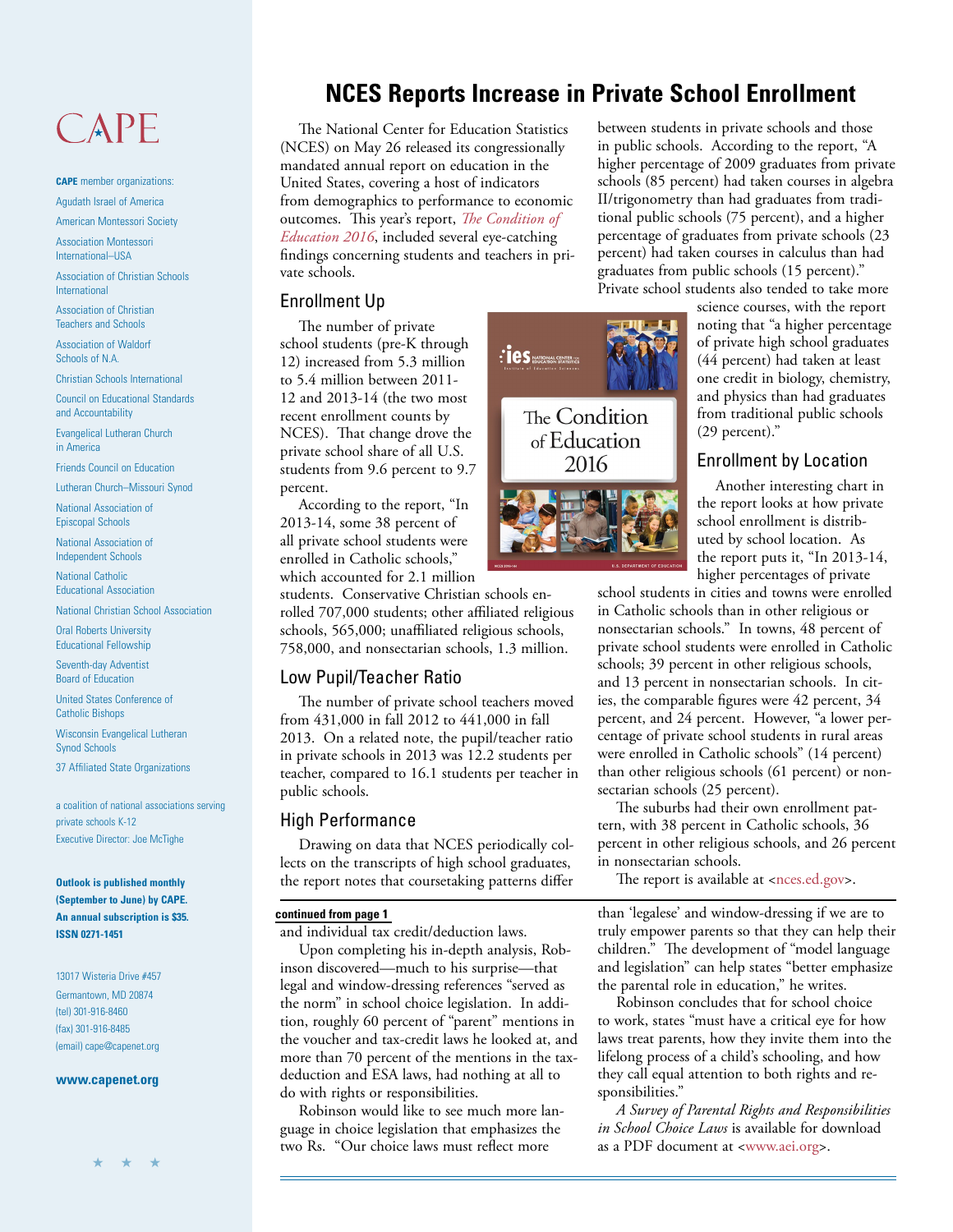# CAPE

**CAPE** member organizations:

Agudath Israel of America

American Montessori Society

Association Montessori International–USA

Association of Christian Schools International

Association of Christian Teachers and Schools

Association of Waldorf Schools of N.A.

Christian Schools International

Council on Educational Standards and Accountability

Evangelical Lutheran Church in America

Friends Council on Education

Lutheran Church–Missouri Synod

National Association of Episcopal Schools

National Association of Independent Schools

National Catholic Educational Association

National Christian School Association

Oral Roberts University Educational Fellowship

Seventh-day Adventist Board of Education

United States Conference of Catholic Bishops

Wisconsin Evangelical Lutheran Synod Schools

37 Affiliated State Organizations

a coalition of national associations serving private schools K-12

Executive Director: Joe McTighe

**Outlook is published monthly (September to June) by CAPE. An annual subscription is $35. ISSN 0271-1451**

13017 Wisteria Drive #457
Germantown, MD 20874
(tel) 301-916-8460
(fax) 301-916-8485
(email) cape@capenet.org

**www.capenet.org**

# NCES Reports Increase in Private School Enrollment

The National Center for Education Statistics (NCES) on May 26 released its congressionally mandated annual report on education in the United States, covering a host of indicators from demographics to performance to economic outcomes. This year's report, *The Condition of Education 2016*, included several eye-catching findings concerning students and teachers in private schools.

## Enrollment Up

The number of private school students (pre-K through 12) increased from 5.3 million to 5.4 million between 2011-12 and 2013-14 (the two most recent enrollment counts by NCES). That change drove the private school share of all U.S. students from 9.6 percent to 9.7 percent.

According to the report, "In 2013-14, some 38 percent of all private school students were enrolled in Catholic schools," which accounted for 2.1 million students. Conservative Christian schools enrolled 707,000 students; other affiliated religious schools, 565,000; unaffiliated religious schools, 758,000, and nonsectarian schools, 1.3 million.

## Low Pupil/Teacher Ratio

The number of private school teachers moved from 431,000 in fall 2012 to 441,000 in fall 2013. On a related note, the pupil/teacher ratio in private schools in 2013 was 12.2 students per teacher, compared to 16.1 students per teacher in public schools.

## High Performance

Drawing on data that NCES periodically collects on the transcripts of high school graduates, the report notes that coursetaking patterns differ between students in private schools and those in public schools. According to the report, "A higher percentage of 2009 graduates from private schools (85 percent) had taken courses in algebra II/trigonometry than had graduates from traditional public schools (75 percent), and a higher percentage of graduates from private schools (23 percent) had taken courses in calculus than had graduates from public schools (15 percent)." Private school students also tended to take more science courses, with the report noting that "a higher percentage of private high school graduates (44 percent) had taken at least one credit in biology, chemistry, and physics than had graduates from traditional public schools (29 percent)."

## Enrollment by Location

Another interesting chart in the report looks at how private school enrollment is distributed by school location. As the report puts it, "In 2013-14, higher percentages of private school students in cities and towns were enrolled in Catholic schools than in other religious or nonsectarian schools." In towns, 48 percent of private school students were enrolled in Catholic schools; 39 percent in other religious schools, and 13 percent in nonsectarian schools. In cities, the comparable figures were 42 percent, 34 percent, and 24 percent. However, "a lower percentage of private school students in rural areas were enrolled in Catholic schools" (14 percent) than other religious schools (61 percent) or nonsectarian schools (25 percent).

The suburbs had their own enrollment pattern, with 38 percent in Catholic schools, 36 percent in other religious schools, and 26 percent in nonsectarian schools.

The report is available at <nces.ed.gov>.

---

**continued from page 1**

and individual tax credit/deduction laws.

Upon completing his in-depth analysis, Robinson discovered—much to his surprise—that legal and window-dressing references "served as the norm" in school choice legislation. In addition, roughly 60 percent of "parent" mentions in the voucher and tax-credit laws he looked at, and more than 70 percent of the mentions in the tax-deduction and ESA laws, had nothing at all to do with rights or responsibilities.

Robinson would like to see much more language in choice legislation that emphasizes the two Rs. "Our choice laws must reflect more than 'legalese' and window-dressing if we are to truly empower parents so that they can help their children." The development of "model language and legislation" can help states "better emphasize the parental role in education," he writes.

Robinson concludes that for school choice to work, states "must have a critical eye for how laws treat parents, how they invite them into the lifelong process of a child's schooling, and how they call equal attention to both rights and responsibilities."

*A Survey of Parental Rights and Responsibilities in School Choice Laws* is available for download as a PDF document at <www.aei.org>.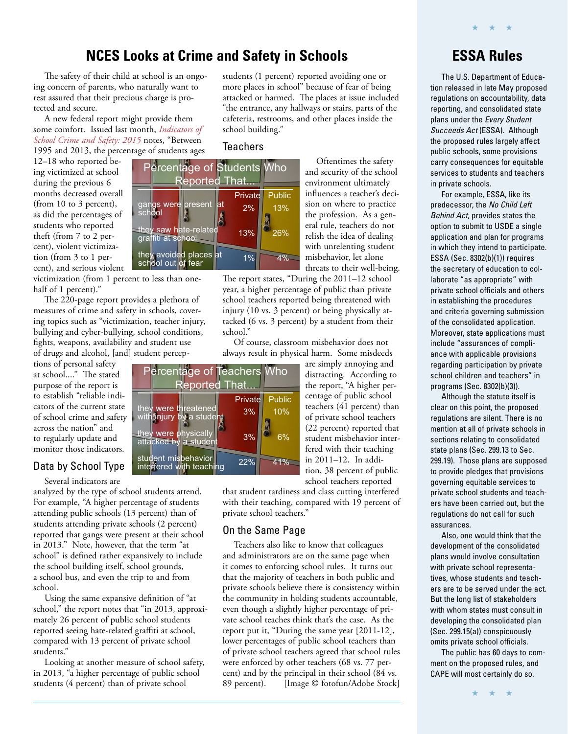## NCES Looks at Crime and Safety in Schools

The safety of their child at school is an ongoing concern of parents, who naturally want to rest assured that their precious charge is protected and secure.

A new federal report might provide them some comfort. Issued last month, *Indicators of School Crime and Safety: 2015* notes, "Between 1995 and 2013, the percentage of students ages 12–18 who reported being victimized at school during the previous 6 months decreased overall (from 10 to 3 percent), as did the percentages of students who reported theft (from 7 to 2 percent), violent victimization (from 3 to 1 percent), and serious violent victimization (from 1 percent to less than one-half of 1 percent)."

**Percentage of Students Who Reported That...**

| | Private | Public |
|---|---|---|
| gangs were present at school | 2% | 13% |
| they saw hate-related graffiti at school | 13% | 26% |
| they avoided places at school out of fear | 1% | 4% |

The 220-page report provides a plethora of measures of crime and safety in schools, covering topics such as "victimization, teacher injury, bullying and cyber-bullying, school conditions, fights, weapons, availability and student use of drugs and alcohol, [and] student perceptions of personal safety at school...." The stated purpose of the report is to establish "reliable indicators of the current state of school crime and safety across the nation" and to regularly update and monitor those indicators.

### Data by School Type

Several indicators are analyzed by the type of school students attend. For example, "A higher percentage of students attending public schools (13 percent) than of students attending private schools (2 percent) reported that gangs were present at their school in 2013." Note, however, that the term "at school" is defined rather expansively to include the school building itself, school grounds, a school bus, and even the trip to and from school.

Using the same expansive definition of "at school," the report notes that "in 2013, approximately 26 percent of public school students reported seeing hate-related graffiti at school, compared with 13 percent of private school students."

Looking at another measure of school safety, in 2013, "a higher percentage of public school students (4 percent) than of private school students (1 percent) reported avoiding one or more places in school" because of fear of being attacked or harmed. The places at issue included "the entrance, any hallways or stairs, parts of the cafeteria, restrooms, and other places inside the school building."

### Teachers

Oftentimes the safety and security of the school environment ultimately influences a teacher's decision on where to practice the profession. As a general rule, teachers do not relish the idea of dealing with unrelenting student misbehavior, let alone threats to their well-being. The report states, "During the 2011–12 school year, a higher percentage of public than private school teachers reported being threatened with injury (10 vs. 3 percent) or being physically attacked (6 vs. 3 percent) by a student from their school."

**Percentage of Teachers Who Reported That...**

| | Private | Public |
|---|---|---|
| they were threatened with injury by a student | 3% | 10% |
| they were physically attacked by a student | 3% | 6% |
| student misbehavior interfered with teaching | 22% | 41% |

Of course, classroom misbehavior does not always result in physical harm. Some misdeeds are simply annoying and distracting. According to the report, "A higher percentage of public school teachers (41 percent) than of private school teachers (22 percent) reported that student misbehavior interfered with their teaching in 2011–12. In addition, 38 percent of public school teachers reported that student tardiness and class cutting interfered with their teaching, compared with 19 percent of private school teachers."

### On the Same Page

Teachers also like to know that colleagues and administrators are on the same page when it comes to enforcing school rules. It turns out that the majority of teachers in both public and private schools believe there is consistency within the community in holding students accountable, even though a slightly higher percentage of private school teachers think that's the case. As the report put it, "During the same year [2011-12], lower percentages of public school teachers than of private school teachers agreed that school rules were enforced by other teachers (68 vs. 77 percent) and by the principal in their school (84 vs. 89 percent). [Image © fotofun/Adobe Stock]

---

## ESSA Rules

The U.S. Department of Education released in late May proposed regulations on accountability, data reporting, and consolidated state plans under the *Every Student Succeeds Act* (ESSA). Although the proposed rules largely affect public schools, some provisions carry consequences for equitable services to students and teachers in private schools.

For example, ESSA, like its predecessor, the *No Child Left Behind Act*, provides states the option to submit to USDE a single application and plan for programs in which they intend to participate. ESSA (Sec. 8302(b)(1)) requires the secretary of education to collaborate "as appropriate" with private school officials and others in establishing the procedures and criteria governing submission of the consolidated application. Moreover, state applications must include "assurances of compliance with applicable provisions regarding participation by private school children and teachers" in programs (Sec. 8302(b)(3)).

Although the statute itself is clear on this point, the proposed regulations are silent. There is no mention at all of private schools in sections relating to consolidated state plans (Sec. 299.13 to Sec. 299.19). Those plans are supposed to provide pledges that provisions governing equitable services to private school students and teachers have been carried out, but the regulations do not call for such assurances.

Also, one would think that the development of the consolidated plans would involve consultation with private school representatives, whose students and teachers are to be served under the act. But the long list of stakeholders with whom states must consult in developing the consolidated plan (Sec. 299.15(a)) conspicuously omits private school officials.

The public has 60 days to comment on the proposed rules, and CAPE will most certainly do so.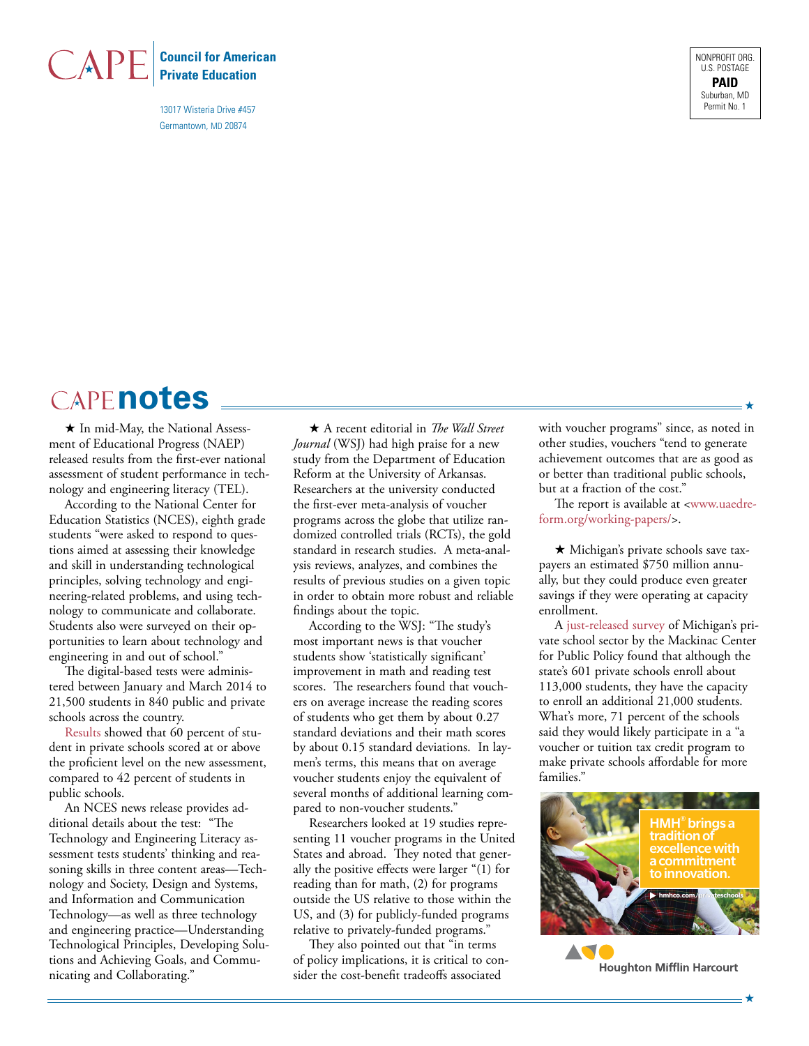CAPE Council for American Private Education

13017 Wisteria Drive #457
Germantown, MD 20874

NONPROFIT ORG.
U.S. POSTAGE
**PAID**
Suburban, MD
Permit No. 1

# CAPE notes

★ In mid-May, the National Assessment of Educational Progress (NAEP) released results from the first-ever national assessment of student performance in technology and engineering literacy (TEL).

According to the National Center for Education Statistics (NCES), eighth grade students "were asked to respond to questions aimed at assessing their knowledge and skill in understanding technological principles, solving technology and engineering-related problems, and using technology to communicate and collaborate. Students also were surveyed on their opportunities to learn about technology and engineering in and out of school."

The digital-based tests were administered between January and March 2014 to 21,500 students in 840 public and private schools across the country.

Results showed that 60 percent of student in private schools scored at or above the proficient level on the new assessment, compared to 42 percent of students in public schools.

An NCES news release provides additional details about the test: "The Technology and Engineering Literacy assessment tests students' thinking and reasoning skills in three content areas—Technology and Society, Design and Systems, and Information and Communication Technology—as well as three technology and engineering practice—Understanding Technological Principles, Developing Solutions and Achieving Goals, and Communicating and Collaborating."

★ A recent editorial in *The Wall Street Journal* (WSJ) had high praise for a new study from the Department of Education Reform at the University of Arkansas. Researchers at the university conducted the first-ever meta-analysis of voucher programs across the globe that utilize randomized controlled trials (RCTs), the gold standard in research studies. A meta-analysis reviews, analyzes, and combines the results of previous studies on a given topic in order to obtain more robust and reliable findings about the topic.

According to the WSJ: "The study's most important news is that voucher students show 'statistically significant' improvement in math and reading test scores. The researchers found that vouchers on average increase the reading scores of students who get them by about 0.27 standard deviations and their math scores by about 0.15 standard deviations. In laymen's terms, this means that on average voucher students enjoy the equivalent of several months of additional learning compared to non-voucher students."

Researchers looked at 19 studies representing 11 voucher programs in the United States and abroad. They noted that generally the positive effects were larger "(1) for reading than for math, (2) for programs outside the US relative to those within the US, and (3) for publicly-funded programs relative to privately-funded programs."

They also pointed out that "in terms of policy implications, it is critical to consider the cost-benefit tradeoffs associated with voucher programs" since, as noted in other studies, vouchers "tend to generate achievement outcomes that are as good as or better than traditional public schools, but at a fraction of the cost."

The report is available at <www.uaedreform.org/working-papers/>.

★ Michigan's private schools save taxpayers an estimated $750 million annually, but they could produce even greater savings if they were operating at capacity enrollment.

A just-released survey of Michigan's private school sector by the Mackinac Center for Public Policy found that although the state's 601 private schools enroll about 113,000 students, they have the capacity to enroll an additional 21,000 students. What's more, 71 percent of the schools said they would likely participate in a "a voucher or tuition tax credit program to make private schools affordable for more families."

HMH® brings a tradition of excellence with a commitment to innovation.

▶ hmhco.com/privateschools

Houghton Mifflin Harcourt